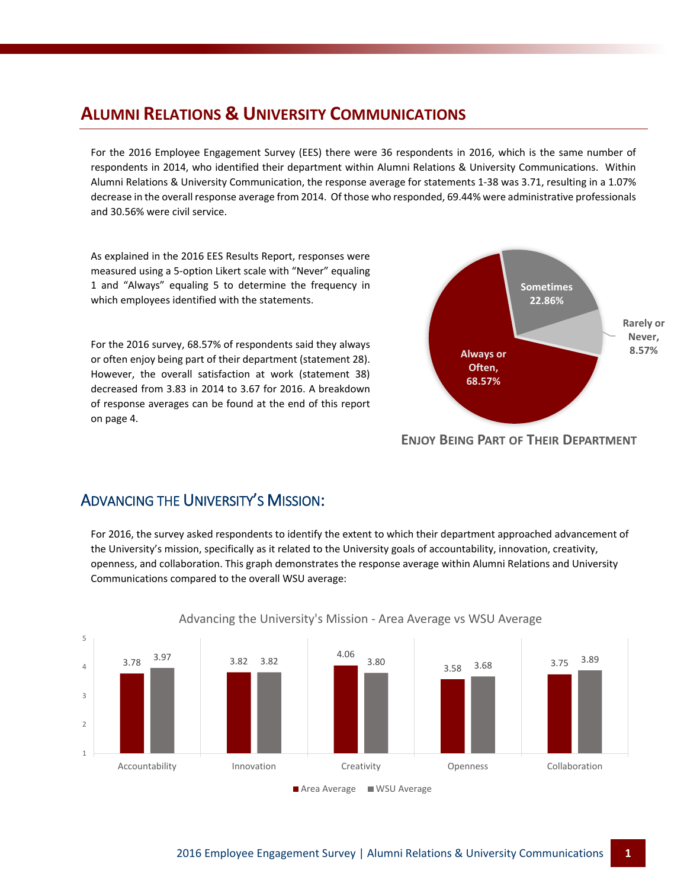# Alumni Relations & University Communications

For the 2016 Employee Engagement Survey (EES) there were 36 respondents in 2016, which is the same number of respondents in 2014, who identified their department within Alumni Relations & University Communications. Within Alumni Relations & University Communication, the response average for statements 1-38 was 3.71, resulting in a 1.07% decrease in the overall response average from 2014. Of those who responded, 69.44% were administrative professionals and 30.56% were civil service.

As explained in the 2016 EES Results Report, responses were measured using a 5-option Likert scale with "Never" equaling 1 and "Always" equaling 5 to determine the frequency in which employees identified with the statements.

For the 2016 survey, 68.57% of respondents said they always or often enjoy being part of their department (statement 28). However, the overall satisfaction at work (statement 38) decreased from 3.83 in 2014 to 3.67 for 2016. A breakdown of response averages can be found at the end of this report on page 4.

| Response | Percentage |
| --- | --- |
| Always or Often | 68.57% |
| Sometimes | 22.86% |
| Rarely or Never | 8.57% |

**Enjoy Being Part of Their Department**

## Advancing the University's Mission:

For 2016, the survey asked respondents to identify the extent to which their department approached advancement of the University's mission, specifically as it related to the University goals of accountability, innovation, creativity, openness, and collaboration. This graph demonstrates the response average within Alumni Relations and University Communications compared to the overall WSU average:

Advancing the University's Mission - Area Average vs WSU Average

| | Area Average | WSU Average |
| --- | --- | --- |
| Accountability | 3.78 | 3.97 |
| Innovation | 3.82 | 3.82 |
| Creativity | 4.06 | 3.80 |
| Openness | 3.58 | 3.68 |
| Collaboration | 3.75 | 3.89 |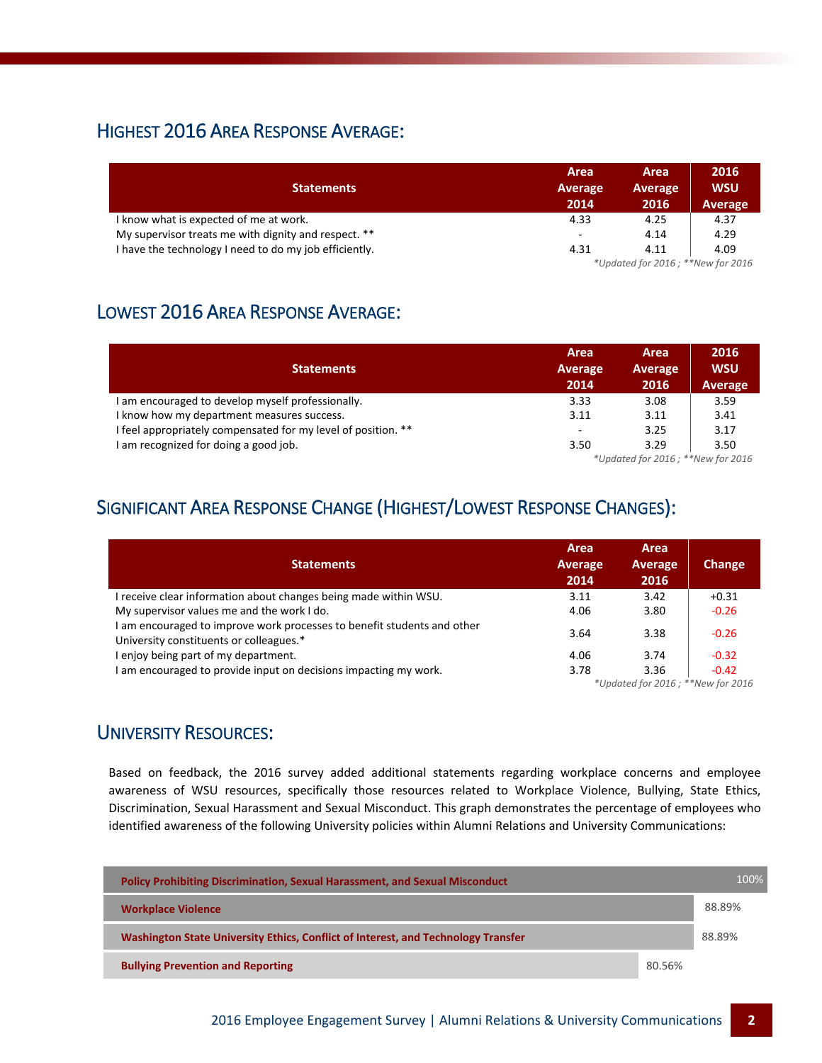## Highest 2016 Area Response Average:

| Statements | Area Average 2014 | Area Average 2016 | 2016 WSU Average |
|---|---|---|---|
| I know what is expected of me at work. | 4.33 | 4.25 | 4.37 |
| My supervisor treats me with dignity and respect. ** | - | 4.14 | 4.29 |
| I have the technology I need to do my job efficiently. | 4.31 | 4.11 | 4.09 |

*\*Updated for 2016 ; \*\*New for 2016*

## Lowest 2016 Area Response Average:

| Statements | Area Average 2014 | Area Average 2016 | 2016 WSU Average |
|---|---|---|---|
| I am encouraged to develop myself professionally. | 3.33 | 3.08 | 3.59 |
| I know how my department measures success. | 3.11 | 3.11 | 3.41 |
| I feel appropriately compensated for my level of position. ** | - | 3.25 | 3.17 |
| I am recognized for doing a good job. | 3.50 | 3.29 | 3.50 |

*\*Updated for 2016 ; \*\*New for 2016*

## Significant Area Response Change (Highest/Lowest Response Changes):

| Statements | Area Average 2014 | Area Average 2016 | Change |
|---|---|---|---|
| I receive clear information about changes being made within WSU. | 3.11 | 3.42 | +0.31 |
| My supervisor values me and the work I do. | 4.06 | 3.80 | -0.26 |
| I am encouraged to improve work processes to benefit students and other University constituents or colleagues.* | 3.64 | 3.38 | -0.26 |
| I enjoy being part of my department. | 4.06 | 3.74 | -0.32 |
| I am encouraged to provide input on decisions impacting my work. | 3.78 | 3.36 | -0.42 |

*\*Updated for 2016 ; \*\*New for 2016*

## University Resources:

Based on feedback, the 2016 survey added additional statements regarding workplace concerns and employee awareness of WSU resources, specifically those resources related to Workplace Violence, Bullying, State Ethics, Discrimination, Sexual Harassment and Sexual Misconduct. This graph demonstrates the percentage of employees who identified awareness of the following University policies within Alumni Relations and University Communications:

| Policy | Awareness |
|---|---|
| Policy Prohibiting Discrimination, Sexual Harassment, and Sexual Misconduct | 100% |
| Workplace Violence | 88.89% |
| Washington State University Ethics, Conflict of Interest, and Technology Transfer | 88.89% |
| Bullying Prevention and Reporting | 80.56% |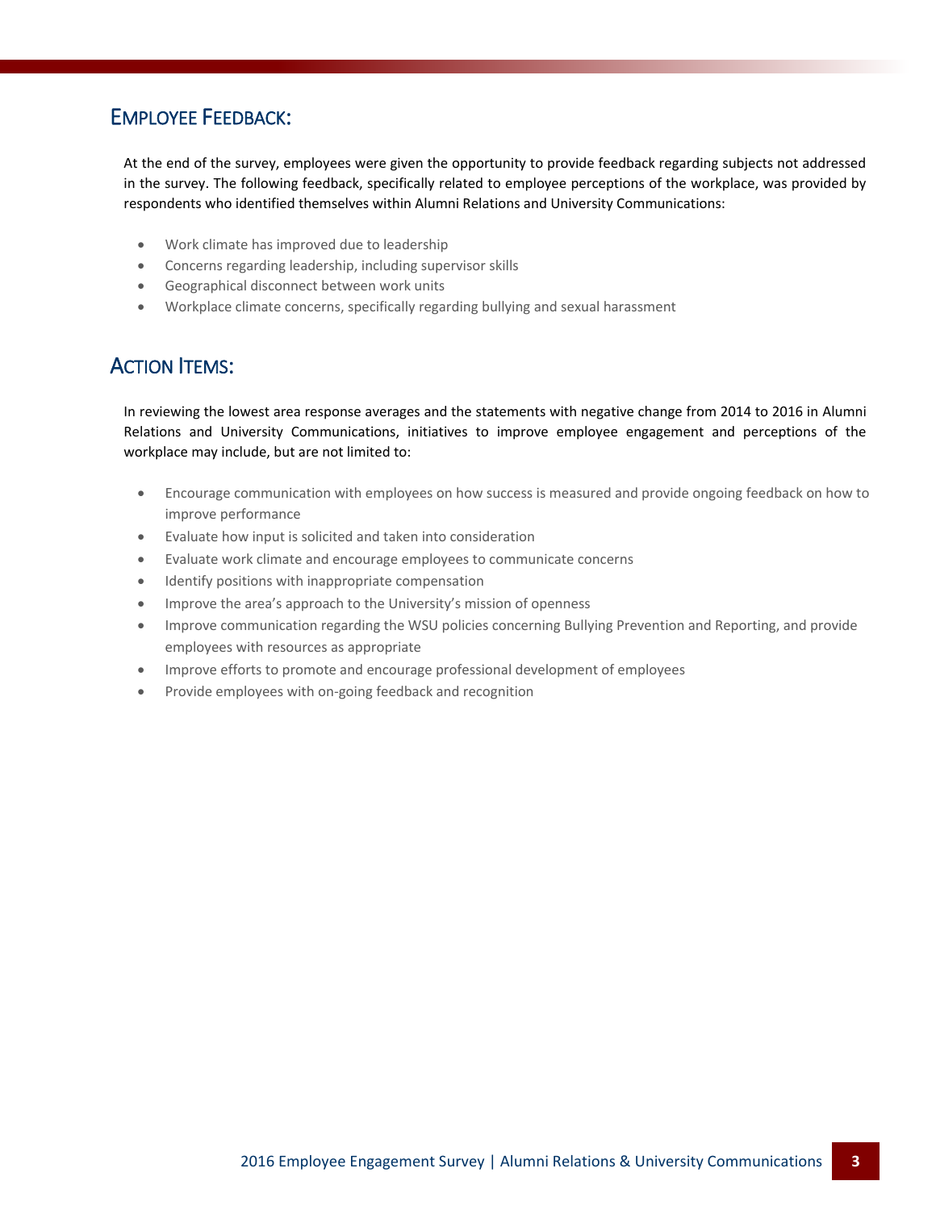## Employee Feedback:

At the end of the survey, employees were given the opportunity to provide feedback regarding subjects not addressed in the survey. The following feedback, specifically related to employee perceptions of the workplace, was provided by respondents who identified themselves within Alumni Relations and University Communications:

- Work climate has improved due to leadership
- Concerns regarding leadership, including supervisor skills
- Geographical disconnect between work units
- Workplace climate concerns, specifically regarding bullying and sexual harassment

## Action Items:

In reviewing the lowest area response averages and the statements with negative change from 2014 to 2016 in Alumni Relations and University Communications, initiatives to improve employee engagement and perceptions of the workplace may include, but are not limited to:

- Encourage communication with employees on how success is measured and provide ongoing feedback on how to improve performance
- Evaluate how input is solicited and taken into consideration
- Evaluate work climate and encourage employees to communicate concerns
- Identify positions with inappropriate compensation
- Improve the area's approach to the University's mission of openness
- Improve communication regarding the WSU policies concerning Bullying Prevention and Reporting, and provide employees with resources as appropriate
- Improve efforts to promote and encourage professional development of employees
- Provide employees with on-going feedback and recognition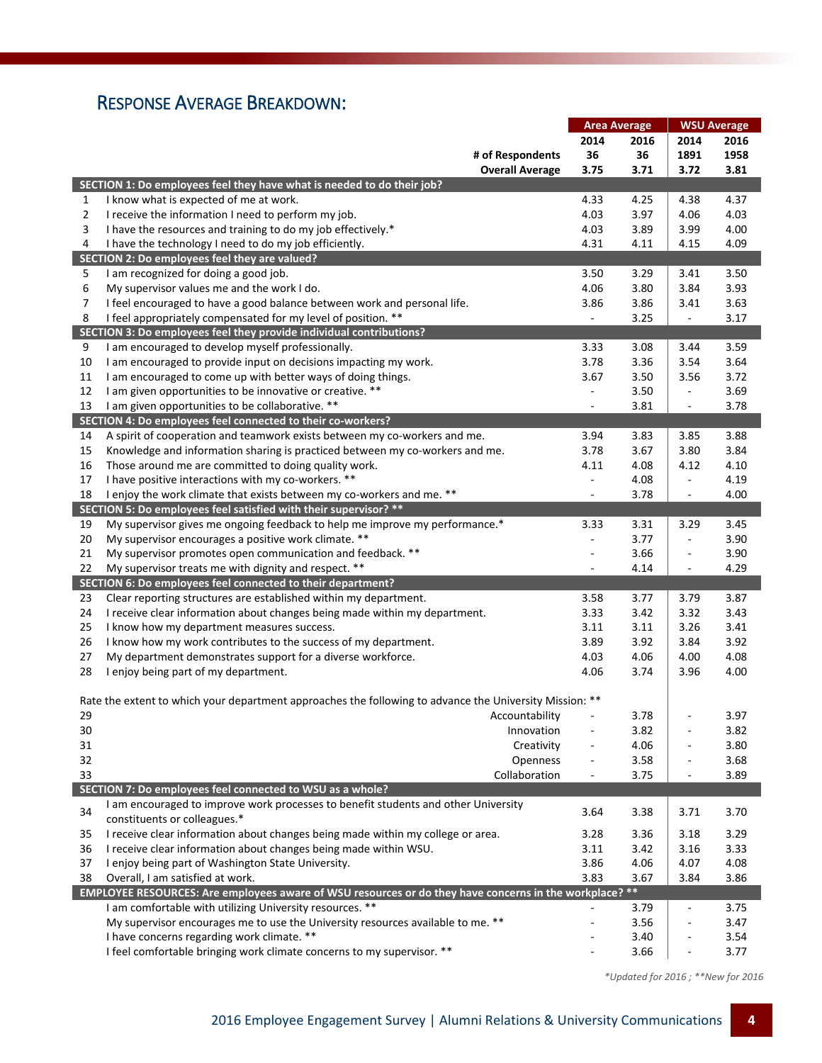## Response Average Breakdown:

| | | Area Average | | WSU Average | |
|---|---|---|---|---|---|
| | | 2014 | 2016 | 2014 | 2016 |
| | # of Respondents | 36 | 36 | 1891 | 1958 |
| | Overall Average | 3.75 | 3.71 | 3.72 | 3.81 |
| **SECTION 1: Do employees feel they have what is needed to do their job?** | | | | | |
| 1 | I know what is expected of me at work. | 4.33 | 4.25 | 4.38 | 4.37 |
| 2 | I receive the information I need to perform my job. | 4.03 | 3.97 | 4.06 | 4.03 |
| 3 | I have the resources and training to do my job effectively.* | 4.03 | 3.89 | 3.99 | 4.00 |
| 4 | I have the technology I need to do my job efficiently. | 4.31 | 4.11 | 4.15 | 4.09 |
| **SECTION 2: Do employees feel they are valued?** | | | | | |
| 5 | I am recognized for doing a good job. | 3.50 | 3.29 | 3.41 | 3.50 |
| 6 | My supervisor values me and the work I do. | 4.06 | 3.80 | 3.84 | 3.93 |
| 7 | I feel encouraged to have a good balance between work and personal life. | 3.86 | 3.86 | 3.41 | 3.63 |
| 8 | I feel appropriately compensated for my level of position. ** | - | 3.25 | - | 3.17 |
| **SECTION 3: Do employees feel they provide individual contributions?** | | | | | |
| 9 | I am encouraged to develop myself professionally. | 3.33 | 3.08 | 3.44 | 3.59 |
| 10 | I am encouraged to provide input on decisions impacting my work. | 3.78 | 3.36 | 3.54 | 3.64 |
| 11 | I am encouraged to come up with better ways of doing things. | 3.67 | 3.50 | 3.56 | 3.72 |
| 12 | I am given opportunities to be innovative or creative. ** | - | 3.50 | - | 3.69 |
| 13 | I am given opportunities to be collaborative. ** | - | 3.81 | - | 3.78 |
| **SECTION 4: Do employees feel connected to their co-workers?** | | | | | |
| 14 | A spirit of cooperation and teamwork exists between my co-workers and me. | 3.94 | 3.83 | 3.85 | 3.88 |
| 15 | Knowledge and information sharing is practiced between my co-workers and me. | 3.78 | 3.67 | 3.80 | 3.84 |
| 16 | Those around me are committed to doing quality work. | 4.11 | 4.08 | 4.12 | 4.10 |
| 17 | I have positive interactions with my co-workers. ** | - | 4.08 | - | 4.19 |
| 18 | I enjoy the work climate that exists between my co-workers and me. ** | - | 3.78 | - | 4.00 |
| **SECTION 5: Do employees feel satisfied with their supervisor? \*\*** | | | | | |
| 19 | My supervisor gives me ongoing feedback to help me improve my performance.* | 3.33 | 3.31 | 3.29 | 3.45 |
| 20 | My supervisor encourages a positive work climate. ** | - | 3.77 | - | 3.90 |
| 21 | My supervisor promotes open communication and feedback. ** | - | 3.66 | - | 3.90 |
| 22 | My supervisor treats me with dignity and respect. ** | - | 4.14 | - | 4.29 |
| **SECTION 6: Do employees feel connected to their department?** | | | | | |
| 23 | Clear reporting structures are established within my department. | 3.58 | 3.77 | 3.79 | 3.87 |
| 24 | I receive clear information about changes being made within my department. | 3.33 | 3.42 | 3.32 | 3.43 |
| 25 | I know how my department measures success. | 3.11 | 3.11 | 3.26 | 3.41 |
| 26 | I know how my work contributes to the success of my department. | 3.89 | 3.92 | 3.84 | 3.92 |
| 27 | My department demonstrates support for a diverse workforce. | 4.03 | 4.06 | 4.00 | 4.08 |
| 28 | I enjoy being part of my department. | 4.06 | 3.74 | 3.96 | 4.00 |
| | Rate the extent to which your department approaches the following to advance the University Mission: ** | | | | |
| 29 | Accountability | - | 3.78 | - | 3.97 |
| 30 | Innovation | - | 3.82 | - | 3.82 |
| 31 | Creativity | - | 4.06 | - | 3.80 |
| 32 | Openness | - | 3.58 | - | 3.68 |
| 33 | Collaboration | - | 3.75 | - | 3.89 |
| **SECTION 7: Do employees feel connected to WSU as a whole?** | | | | | |
| 34 | I am encouraged to improve work processes to benefit students and other University constituents or colleagues.* | 3.64 | 3.38 | 3.71 | 3.70 |
| 35 | I receive clear information about changes being made within my college or area. | 3.28 | 3.36 | 3.18 | 3.29 |
| 36 | I receive clear information about changes being made within WSU. | 3.11 | 3.42 | 3.16 | 3.33 |
| 37 | I enjoy being part of Washington State University. | 3.86 | 4.06 | 4.07 | 4.08 |
| 38 | Overall, I am satisfied at work. | 3.83 | 3.67 | 3.84 | 3.86 |
| **EMPLOYEE RESOURCES: Are employees aware of WSU resources or do they have concerns in the workplace? \*\*** | | | | | |
| | I am comfortable with utilizing University resources. ** | - | 3.79 | - | 3.75 |
| | My supervisor encourages me to use the University resources available to me. ** | - | 3.56 | - | 3.47 |
| | I have concerns regarding work climate. ** | - | 3.40 | - | 3.54 |
| | I feel comfortable bringing work climate concerns to my supervisor. ** | - | 3.66 | - | 3.77 |

*\*Updated for 2016 ; \*\*New for 2016*